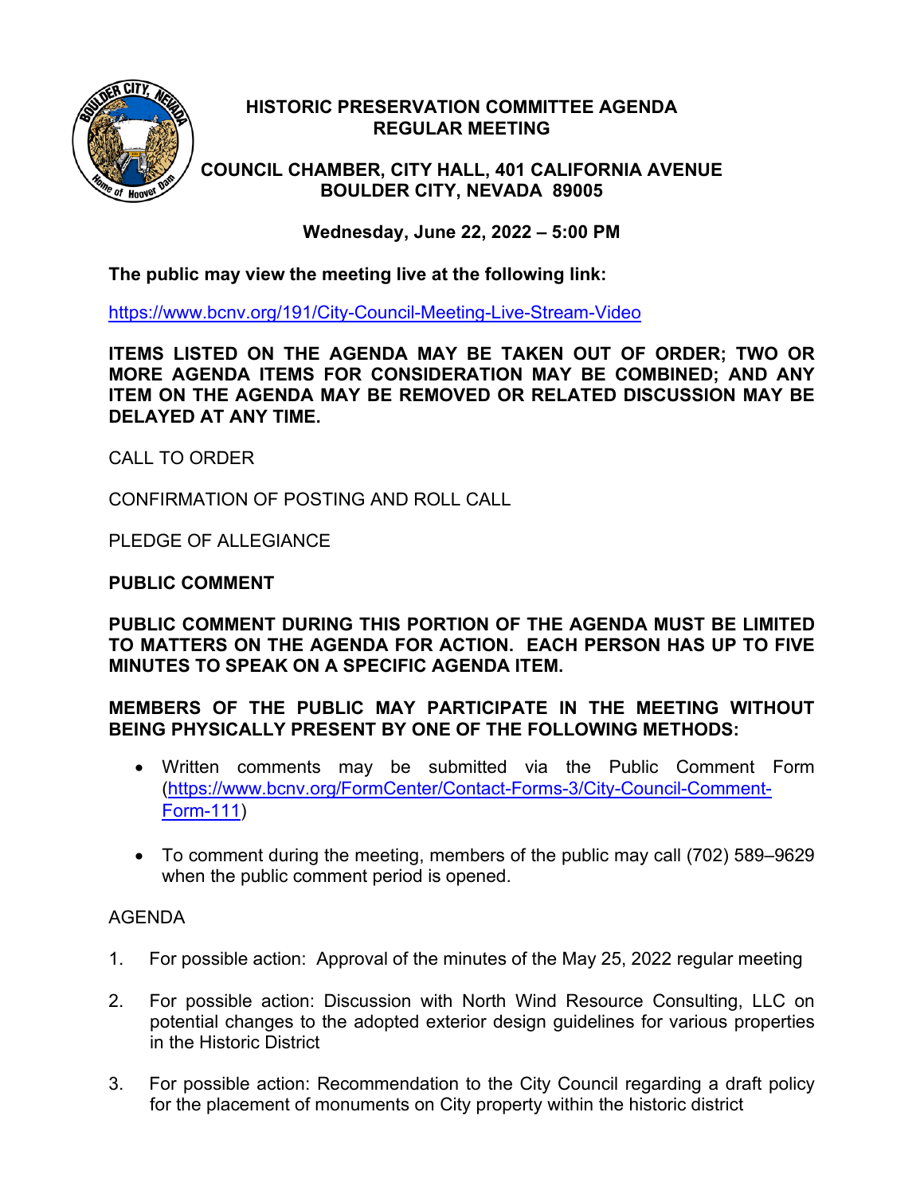# HISTORIC PRESERVATION COMMITTEE AGENDA
## REGULAR MEETING

### COUNCIL CHAMBER, CITY HALL, 401 CALIFORNIA AVENUE
### BOULDER CITY, NEVADA 89005

**Wednesday, June 22, 2022 – 5:00 PM**

**The public may view the meeting live at the following link:**

https://www.bcnv.org/191/City-Council-Meeting-Live-Stream-Video

**ITEMS LISTED ON THE AGENDA MAY BE TAKEN OUT OF ORDER; TWO OR MORE AGENDA ITEMS FOR CONSIDERATION MAY BE COMBINED; AND ANY ITEM ON THE AGENDA MAY BE REMOVED OR RELATED DISCUSSION MAY BE DELAYED AT ANY TIME.**

CALL TO ORDER

CONFIRMATION OF POSTING AND ROLL CALL

PLEDGE OF ALLEGIANCE

**PUBLIC COMMENT**

**PUBLIC COMMENT DURING THIS PORTION OF THE AGENDA MUST BE LIMITED TO MATTERS ON THE AGENDA FOR ACTION. EACH PERSON HAS UP TO FIVE MINUTES TO SPEAK ON A SPECIFIC AGENDA ITEM.**

**MEMBERS OF THE PUBLIC MAY PARTICIPATE IN THE MEETING WITHOUT BEING PHYSICALLY PRESENT BY ONE OF THE FOLLOWING METHODS:**

- Written comments may be submitted via the Public Comment Form (https://www.bcnv.org/FormCenter/Contact-Forms-3/City-Council-Comment-Form-111)

- To comment during the meeting, members of the public may call (702) 589–9629 when the public comment period is opened.

AGENDA

1. For possible action: Approval of the minutes of the May 25, 2022 regular meeting

2. For possible action: Discussion with North Wind Resource Consulting, LLC on potential changes to the adopted exterior design guidelines for various properties in the Historic District

3. For possible action: Recommendation to the City Council regarding a draft policy for the placement of monuments on City property within the historic district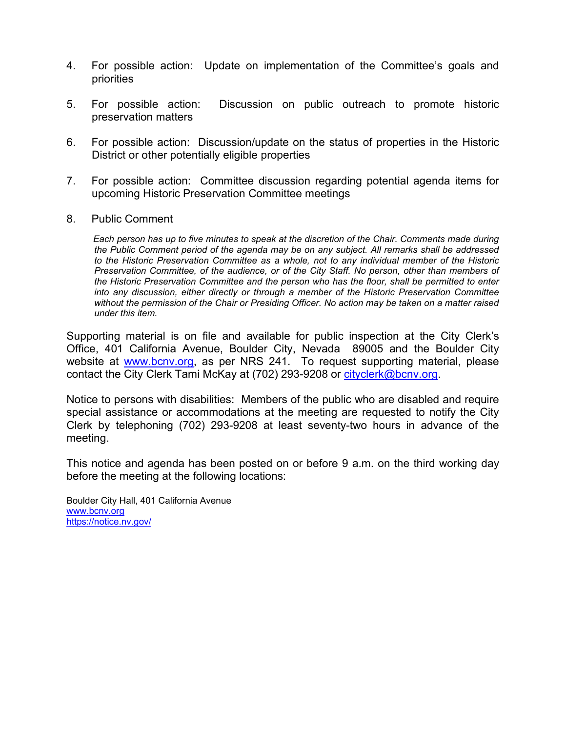4. For possible action: Update on implementation of the Committee's goals and priorities

5. For possible action: Discussion on public outreach to promote historic preservation matters

6. For possible action: Discussion/update on the status of properties in the Historic District or other potentially eligible properties

7. For possible action: Committee discussion regarding potential agenda items for upcoming Historic Preservation Committee meetings

8. Public Comment

   *Each person has up to five minutes to speak at the discretion of the Chair. Comments made during the Public Comment period of the agenda may be on any subject. All remarks shall be addressed to the Historic Preservation Committee as a whole, not to any individual member of the Historic Preservation Committee, of the audience, or of the City Staff. No person, other than members of the Historic Preservation Committee and the person who has the floor, shall be permitted to enter into any discussion, either directly or through a member of the Historic Preservation Committee without the permission of the Chair or Presiding Officer. No action may be taken on a matter raised under this item.*

Supporting material is on file and available for public inspection at the City Clerk's Office, 401 California Avenue, Boulder City, Nevada 89005 and the Boulder City website at www.bcnv.org, as per NRS 241. To request supporting material, please contact the City Clerk Tami McKay at (702) 293-9208 or cityclerk@bcnv.org.

Notice to persons with disabilities: Members of the public who are disabled and require special assistance or accommodations at the meeting are requested to notify the City Clerk by telephoning (702) 293-9208 at least seventy-two hours in advance of the meeting.

This notice and agenda has been posted on or before 9 a.m. on the third working day before the meeting at the following locations:

Boulder City Hall, 401 California Avenue
www.bcnv.org
https://notice.nv.gov/